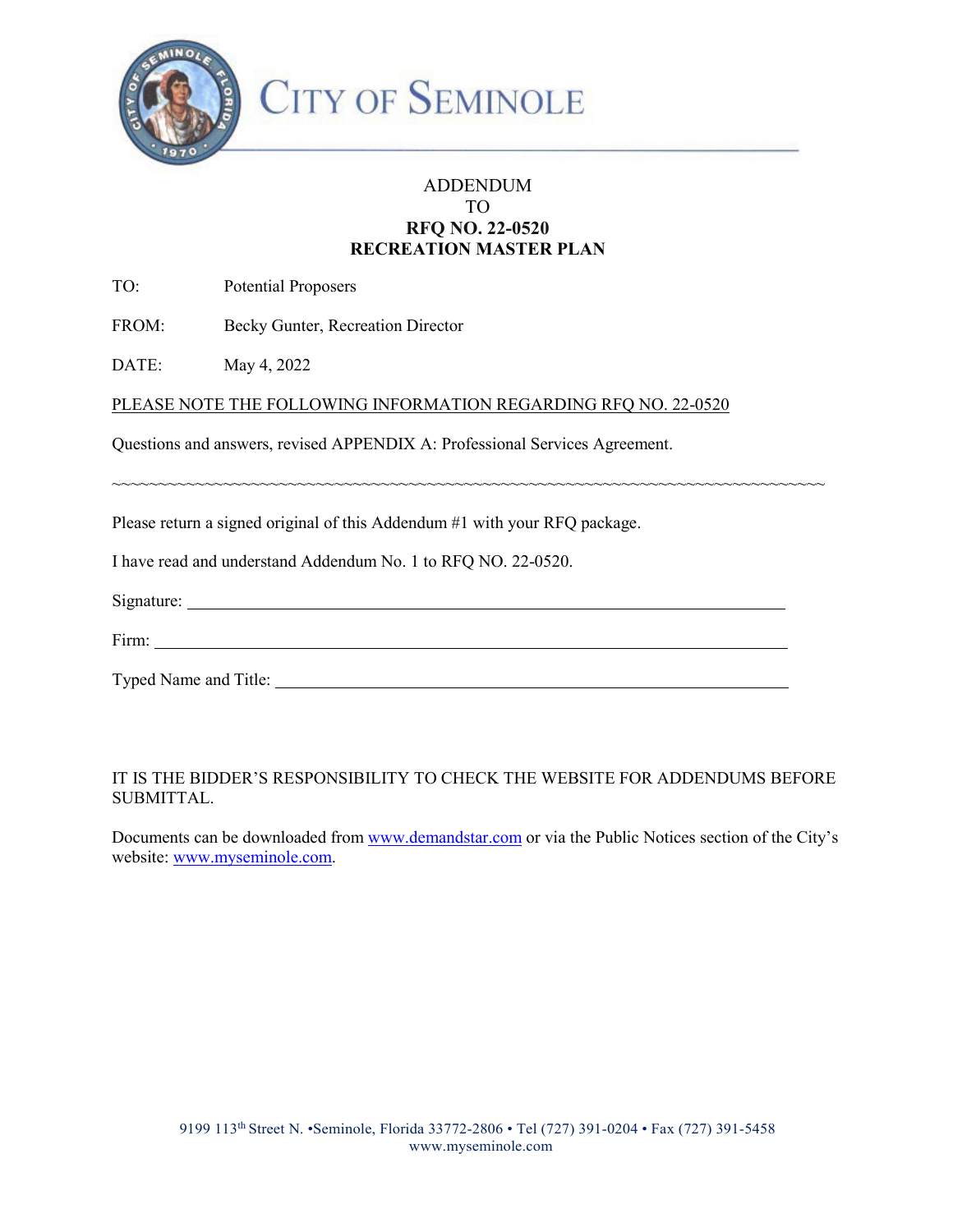# CITY OF SEMINOLE

ADDENDUM
TO
**RFQ NO. 22-0520**
**RECREATION MASTER PLAN**

TO: Potential Proposers

FROM: Becky Gunter, Recreation Director

DATE: May 4, 2022

PLEASE NOTE THE FOLLOWING INFORMATION REGARDING RFQ NO. 22-0520

Questions and answers, revised APPENDIX A: Professional Services Agreement.

~~~~~~~~~~~~~~~~~~~~~~~~~~~~~~~~~~~~~~~~~~~~~~~~~~~~~~~~~~~~~~~~~~~~~~~~~~~~~~~~

Please return a signed original of this Addendum #1 with your RFQ package.

I have read and understand Addendum No. 1 to RFQ NO. 22-0520.

Signature: ______________________________________________

Firm: ______________________________________________

Typed Name and Title: ______________________________________________

IT IS THE BIDDER'S RESPONSIBILITY TO CHECK THE WEBSITE FOR ADDENDUMS BEFORE SUBMITTAL.

Documents can be downloaded from www.demandstar.com or via the Public Notices section of the City's website: www.myseminole.com.

9199 113th Street N. •Seminole, Florida 33772-2806 • Tel (727) 391-0204 • Fax (727) 391-5458
www.myseminole.com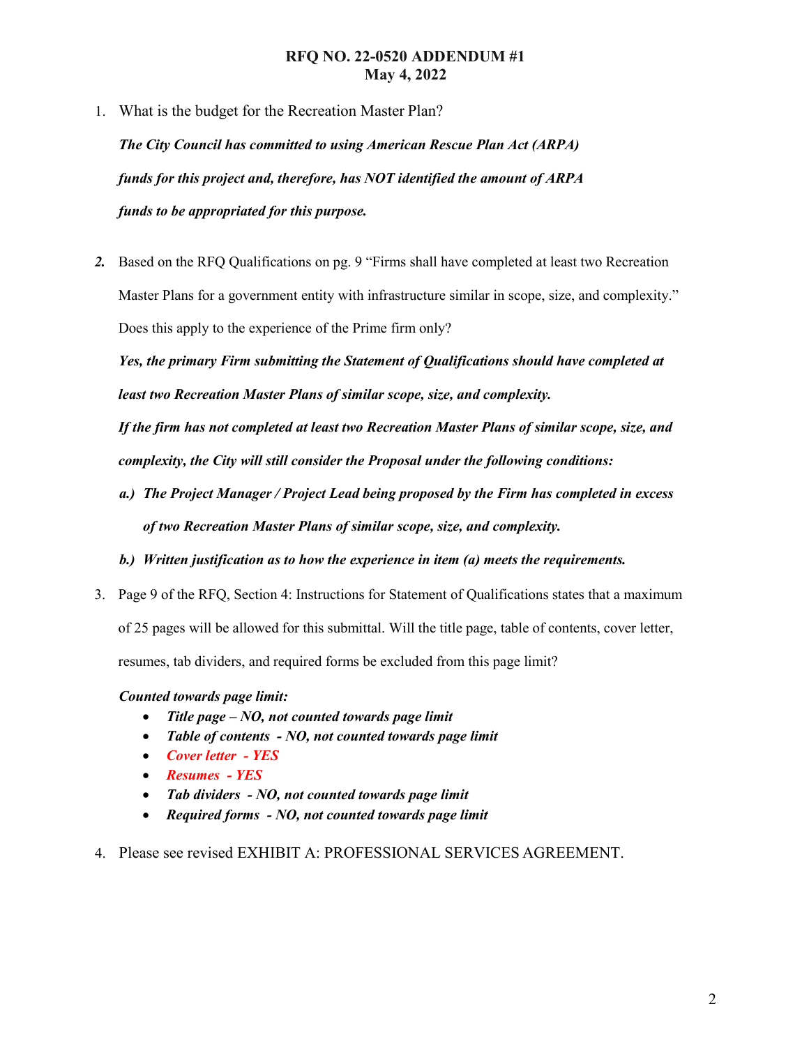# RFQ NO. 22-0520 ADDENDUM #1
## May 4, 2022

1. What is the budget for the Recreation Master Plan?

   ***The City Council has committed to using American Rescue Plan Act (ARPA) funds for this project and, therefore, has NOT identified the amount of ARPA funds to be appropriated for this purpose.***

2. Based on the RFQ Qualifications on pg. 9 "Firms shall have completed at least two Recreation Master Plans for a government entity with infrastructure similar in scope, size, and complexity." Does this apply to the experience of the Prime firm only?

   ***Yes, the primary Firm submitting the Statement of Qualifications should have completed at least two Recreation Master Plans of similar scope, size, and complexity.***

   ***If the firm has not completed at least two Recreation Master Plans of similar scope, size, and complexity, the City will still consider the Proposal under the following conditions:***

   ***a.) The Project Manager / Project Lead being proposed by the Firm has completed in excess of two Recreation Master Plans of similar scope, size, and complexity.***

   ***b.) Written justification as to how the experience in item (a) meets the requirements.***

3. Page 9 of the RFQ, Section 4: Instructions for Statement of Qualifications states that a maximum of 25 pages will be allowed for this submittal. Will the title page, table of contents, cover letter, resumes, tab dividers, and required forms be excluded from this page limit?

   ***Counted towards page limit:***

   - ***Title page – NO, not counted towards page limit***
   - ***Table of contents - NO, not counted towards page limit***
   - ***Cover letter - YES***
   - ***Resumes - YES***
   - ***Tab dividers - NO, not counted towards page limit***
   - ***Required forms - NO, not counted towards page limit***

4. Please see revised EXHIBIT A: PROFESSIONAL SERVICES AGREEMENT.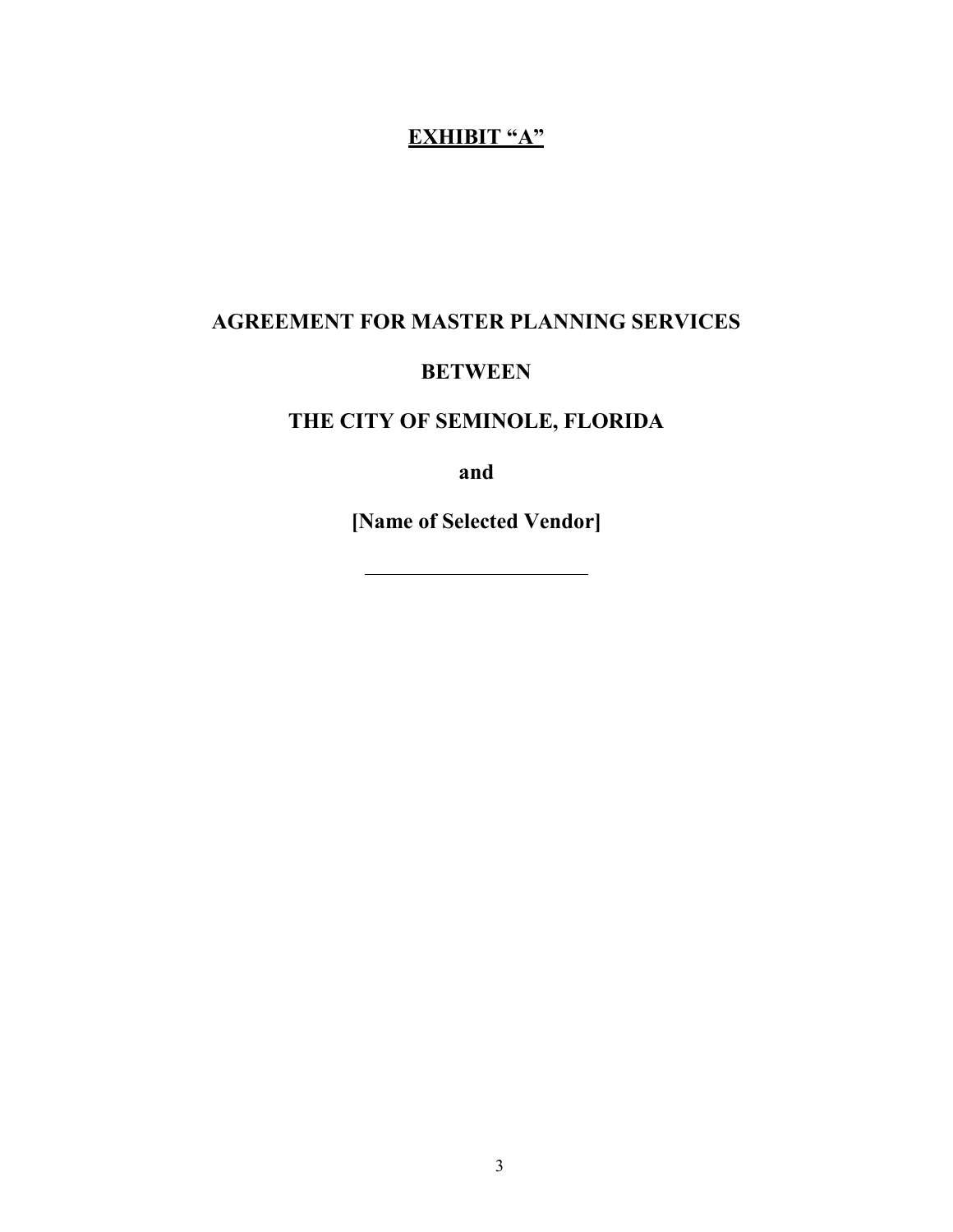# **<u>EXHIBIT "A"</u>**

# AGREEMENT FOR MASTER PLANNING SERVICES

# BETWEEN

# THE CITY OF SEMINOLE, FLORIDA

**and**

**[Name of Selected Vendor]**

---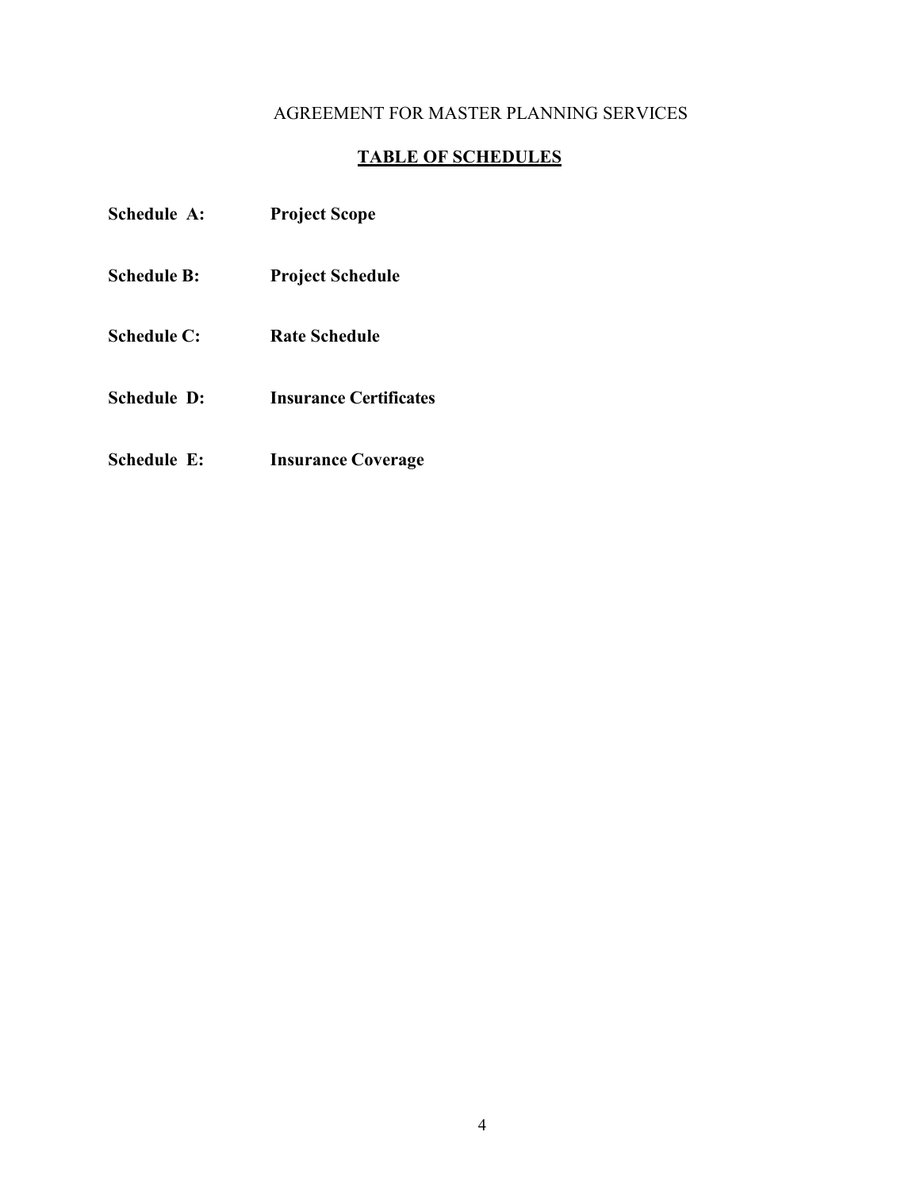AGREEMENT FOR MASTER PLANNING SERVICES

## TABLE OF SCHEDULES

**Schedule A:** **Project Scope**

**Schedule B:** **Project Schedule**

**Schedule C:** **Rate Schedule**

**Schedule D:** **Insurance Certificates**

**Schedule E:** **Insurance Coverage**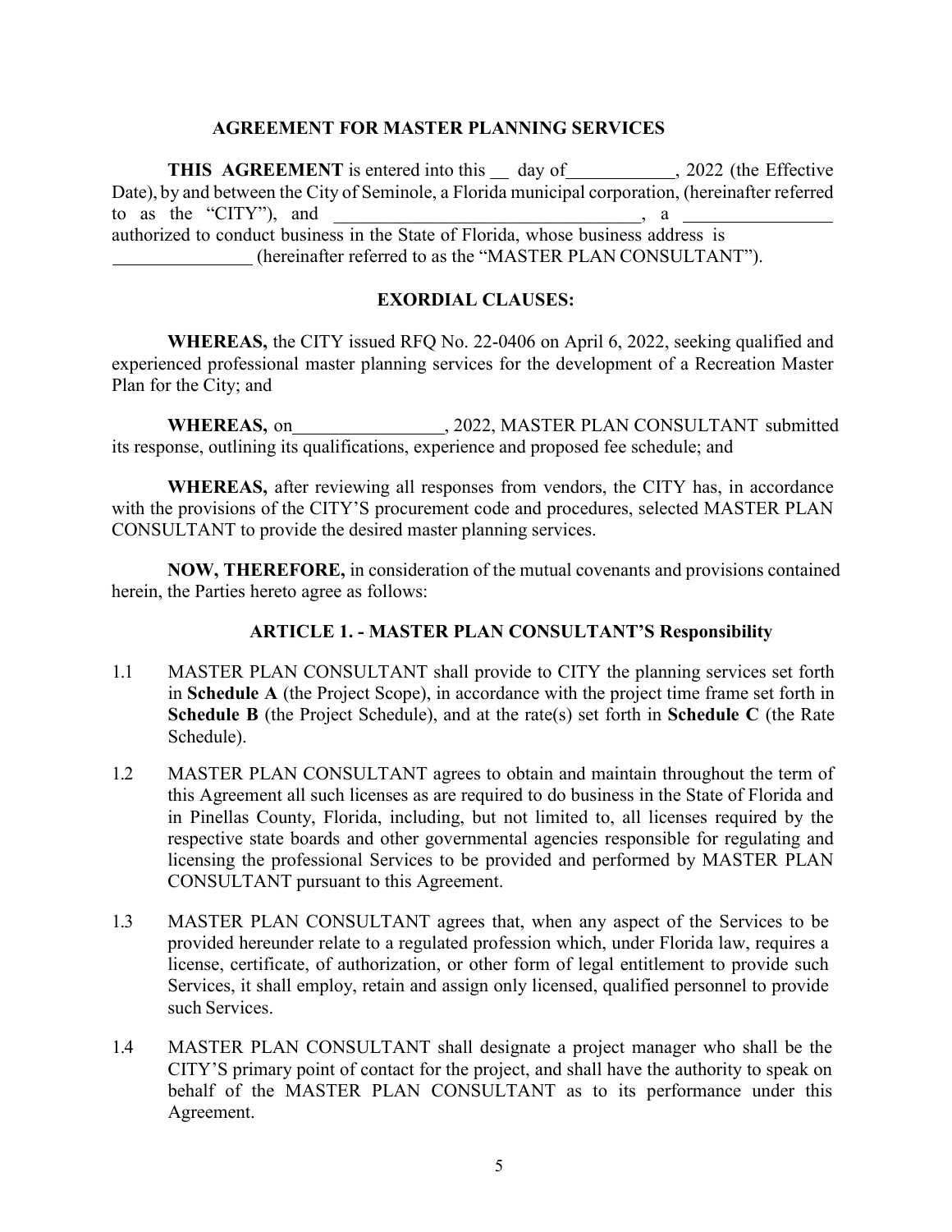## AGREEMENT FOR MASTER PLANNING SERVICES

**THIS AGREEMENT** is entered into this \_\_ day of\_\_\_\_\_\_\_\_\_\_\_\_, 2022 (the Effective Date), by and between the City of Seminole, a Florida municipal corporation, (hereinafter referred to as the "CITY"), and \_\_\_\_\_\_\_\_\_\_\_\_\_\_\_\_\_\_\_\_\_\_\_\_\_\_\_\_\_\_\_\_\_\_\_, a \_\_\_\_\_\_\_\_\_\_\_\_\_\_\_\_\_ authorized to conduct business in the State of Florida, whose business address is \_\_\_\_\_\_\_\_\_\_\_\_\_\_\_\_ (hereinafter referred to as the "MASTER PLAN CONSULTANT").

### EXORDIAL CLAUSES:

**WHEREAS,** the CITY issued RFQ No. 22-0406 on April 6, 2022, seeking qualified and experienced professional master planning services for the development of a Recreation Master Plan for the City; and

**WHEREAS,** on\_\_\_\_\_\_\_\_\_\_\_\_\_\_\_\_\_, 2022, MASTER PLAN CONSULTANT submitted its response, outlining its qualifications, experience and proposed fee schedule; and

**WHEREAS,** after reviewing all responses from vendors, the CITY has, in accordance with the provisions of the CITY'S procurement code and procedures, selected MASTER PLAN CONSULTANT to provide the desired master planning services.

**NOW, THEREFORE,** in consideration of the mutual covenants and provisions contained herein, the Parties hereto agree as follows:

### ARTICLE 1. - MASTER PLAN CONSULTANT'S Responsibility

1.1 MASTER PLAN CONSULTANT shall provide to CITY the planning services set forth in **Schedule A** (the Project Scope), in accordance with the project time frame set forth in **Schedule B** (the Project Schedule), and at the rate(s) set forth in **Schedule C** (the Rate Schedule).

1.2 MASTER PLAN CONSULTANT agrees to obtain and maintain throughout the term of this Agreement all such licenses as are required to do business in the State of Florida and in Pinellas County, Florida, including, but not limited to, all licenses required by the respective state boards and other governmental agencies responsible for regulating and licensing the professional Services to be provided and performed by MASTER PLAN CONSULTANT pursuant to this Agreement.

1.3 MASTER PLAN CONSULTANT agrees that, when any aspect of the Services to be provided hereunder relate to a regulated profession which, under Florida law, requires a license, certificate, of authorization, or other form of legal entitlement to provide such Services, it shall employ, retain and assign only licensed, qualified personnel to provide such Services.

1.4 MASTER PLAN CONSULTANT shall designate a project manager who shall be the CITY'S primary point of contact for the project, and shall have the authority to speak on behalf of the MASTER PLAN CONSULTANT as to its performance under this Agreement.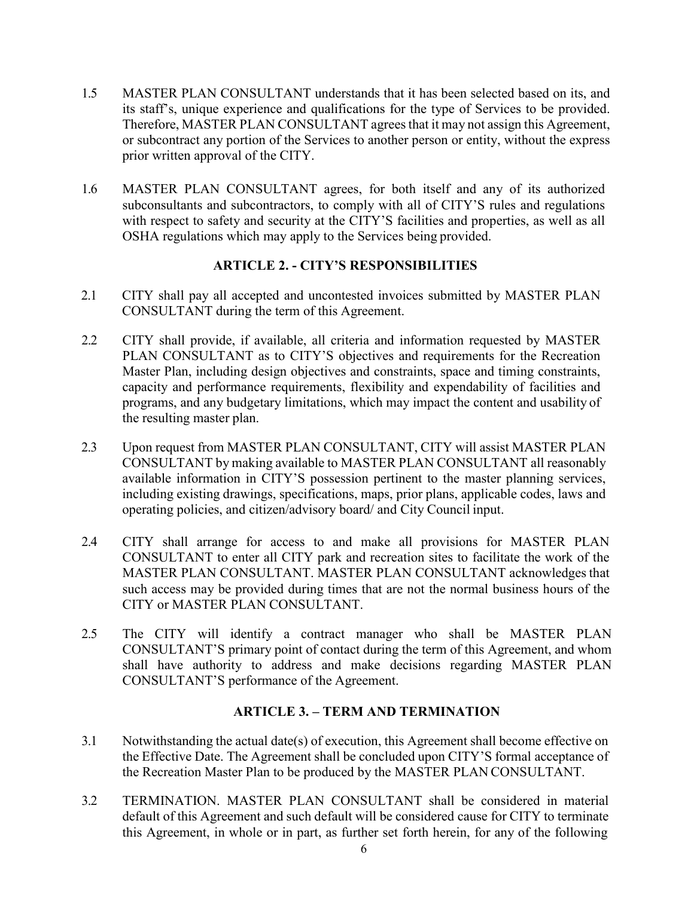1.5 MASTER PLAN CONSULTANT understands that it has been selected based on its, and its staff's, unique experience and qualifications for the type of Services to be provided. Therefore, MASTER PLAN CONSULTANT agrees that it may not assign this Agreement, or subcontract any portion of the Services to another person or entity, without the express prior written approval of the CITY.

1.6 MASTER PLAN CONSULTANT agrees, for both itself and any of its authorized subconsultants and subcontractors, to comply with all of CITY'S rules and regulations with respect to safety and security at the CITY'S facilities and properties, as well as all OSHA regulations which may apply to the Services being provided.

## ARTICLE 2. - CITY'S RESPONSIBILITIES

2.1 CITY shall pay all accepted and uncontested invoices submitted by MASTER PLAN CONSULTANT during the term of this Agreement.

2.2 CITY shall provide, if available, all criteria and information requested by MASTER PLAN CONSULTANT as to CITY'S objectives and requirements for the Recreation Master Plan, including design objectives and constraints, space and timing constraints, capacity and performance requirements, flexibility and expendability of facilities and programs, and any budgetary limitations, which may impact the content and usability of the resulting master plan.

2.3 Upon request from MASTER PLAN CONSULTANT, CITY will assist MASTER PLAN CONSULTANT by making available to MASTER PLAN CONSULTANT all reasonably available information in CITY'S possession pertinent to the master planning services, including existing drawings, specifications, maps, prior plans, applicable codes, laws and operating policies, and citizen/advisory board/ and City Council input.

2.4 CITY shall arrange for access to and make all provisions for MASTER PLAN CONSULTANT to enter all CITY park and recreation sites to facilitate the work of the MASTER PLAN CONSULTANT. MASTER PLAN CONSULTANT acknowledges that such access may be provided during times that are not the normal business hours of the CITY or MASTER PLAN CONSULTANT.

2.5 The CITY will identify a contract manager who shall be MASTER PLAN CONSULTANT'S primary point of contact during the term of this Agreement, and whom shall have authority to address and make decisions regarding MASTER PLAN CONSULTANT'S performance of the Agreement.

## ARTICLE 3. – TERM AND TERMINATION

3.1 Notwithstanding the actual date(s) of execution, this Agreement shall become effective on the Effective Date. The Agreement shall be concluded upon CITY'S formal acceptance of the Recreation Master Plan to be produced by the MASTER PLAN CONSULTANT.

3.2 TERMINATION. MASTER PLAN CONSULTANT shall be considered in material default of this Agreement and such default will be considered cause for CITY to terminate this Agreement, in whole or in part, as further set forth herein, for any of the following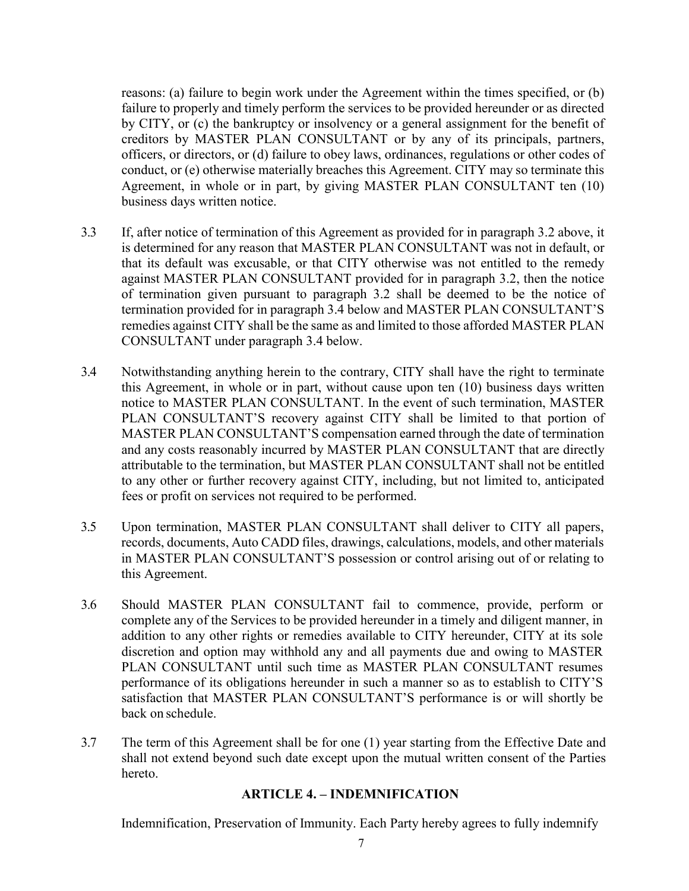reasons: (a) failure to begin work under the Agreement within the times specified, or (b) failure to properly and timely perform the services to be provided hereunder or as directed by CITY, or (c) the bankruptcy or insolvency or a general assignment for the benefit of creditors by MASTER PLAN CONSULTANT or by any of its principals, partners, officers, or directors, or (d) failure to obey laws, ordinances, regulations or other codes of conduct, or (e) otherwise materially breaches this Agreement. CITY may so terminate this Agreement, in whole or in part, by giving MASTER PLAN CONSULTANT ten (10) business days written notice.

3.3 If, after notice of termination of this Agreement as provided for in paragraph 3.2 above, it is determined for any reason that MASTER PLAN CONSULTANT was not in default, or that its default was excusable, or that CITY otherwise was not entitled to the remedy against MASTER PLAN CONSULTANT provided for in paragraph 3.2, then the notice of termination given pursuant to paragraph 3.2 shall be deemed to be the notice of termination provided for in paragraph 3.4 below and MASTER PLAN CONSULTANT'S remedies against CITY shall be the same as and limited to those afforded MASTER PLAN CONSULTANT under paragraph 3.4 below.

3.4 Notwithstanding anything herein to the contrary, CITY shall have the right to terminate this Agreement, in whole or in part, without cause upon ten (10) business days written notice to MASTER PLAN CONSULTANT. In the event of such termination, MASTER PLAN CONSULTANT'S recovery against CITY shall be limited to that portion of MASTER PLAN CONSULTANT'S compensation earned through the date of termination and any costs reasonably incurred by MASTER PLAN CONSULTANT that are directly attributable to the termination, but MASTER PLAN CONSULTANT shall not be entitled to any other or further recovery against CITY, including, but not limited to, anticipated fees or profit on services not required to be performed.

3.5 Upon termination, MASTER PLAN CONSULTANT shall deliver to CITY all papers, records, documents, Auto CADD files, drawings, calculations, models, and other materials in MASTER PLAN CONSULTANT'S possession or control arising out of or relating to this Agreement.

3.6 Should MASTER PLAN CONSULTANT fail to commence, provide, perform or complete any of the Services to be provided hereunder in a timely and diligent manner, in addition to any other rights or remedies available to CITY hereunder, CITY at its sole discretion and option may withhold any and all payments due and owing to MASTER PLAN CONSULTANT until such time as MASTER PLAN CONSULTANT resumes performance of its obligations hereunder in such a manner so as to establish to CITY'S satisfaction that MASTER PLAN CONSULTANT'S performance is or will shortly be back on schedule.

3.7 The term of this Agreement shall be for one (1) year starting from the Effective Date and shall not extend beyond such date except upon the mutual written consent of the Parties hereto.

## ARTICLE 4. – INDEMNIFICATION

Indemnification, Preservation of Immunity. Each Party hereby agrees to fully indemnify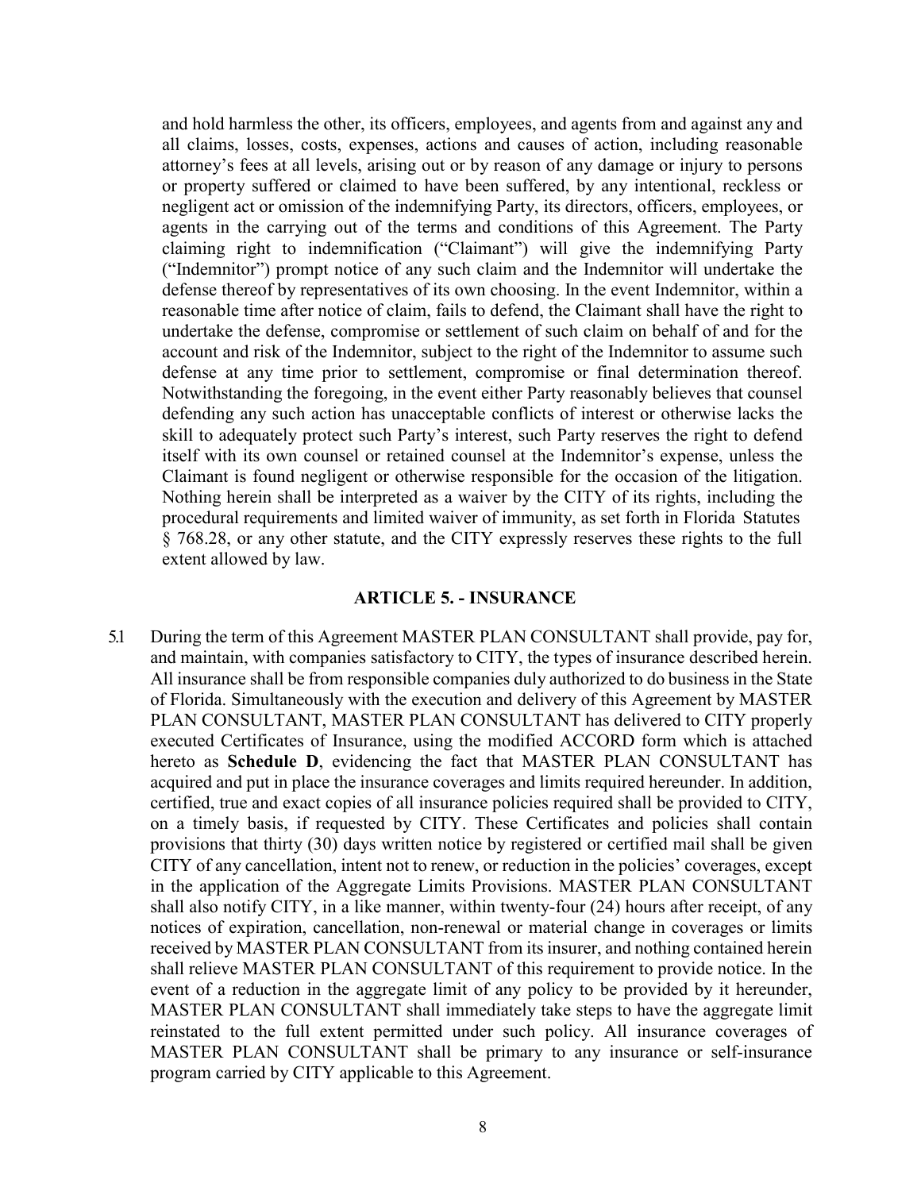and hold harmless the other, its officers, employees, and agents from and against any and all claims, losses, costs, expenses, actions and causes of action, including reasonable attorney's fees at all levels, arising out or by reason of any damage or injury to persons or property suffered or claimed to have been suffered, by any intentional, reckless or negligent act or omission of the indemnifying Party, its directors, officers, employees, or agents in the carrying out of the terms and conditions of this Agreement. The Party claiming right to indemnification ("Claimant") will give the indemnifying Party ("Indemnitor") prompt notice of any such claim and the Indemnitor will undertake the defense thereof by representatives of its own choosing. In the event Indemnitor, within a reasonable time after notice of claim, fails to defend, the Claimant shall have the right to undertake the defense, compromise or settlement of such claim on behalf of and for the account and risk of the Indemnitor, subject to the right of the Indemnitor to assume such defense at any time prior to settlement, compromise or final determination thereof. Notwithstanding the foregoing, in the event either Party reasonably believes that counsel defending any such action has unacceptable conflicts of interest or otherwise lacks the skill to adequately protect such Party's interest, such Party reserves the right to defend itself with its own counsel or retained counsel at the Indemnitor's expense, unless the Claimant is found negligent or otherwise responsible for the occasion of the litigation. Nothing herein shall be interpreted as a waiver by the CITY of its rights, including the procedural requirements and limited waiver of immunity, as set forth in Florida Statutes § 768.28, or any other statute, and the CITY expressly reserves these rights to the full extent allowed by law.

## ARTICLE 5. - INSURANCE

5.1 During the term of this Agreement MASTER PLAN CONSULTANT shall provide, pay for, and maintain, with companies satisfactory to CITY, the types of insurance described herein. All insurance shall be from responsible companies duly authorized to do business in the State of Florida. Simultaneously with the execution and delivery of this Agreement by MASTER PLAN CONSULTANT, MASTER PLAN CONSULTANT has delivered to CITY properly executed Certificates of Insurance, using the modified ACCORD form which is attached hereto as **Schedule D**, evidencing the fact that MASTER PLAN CONSULTANT has acquired and put in place the insurance coverages and limits required hereunder. In addition, certified, true and exact copies of all insurance policies required shall be provided to CITY, on a timely basis, if requested by CITY. These Certificates and policies shall contain provisions that thirty (30) days written notice by registered or certified mail shall be given CITY of any cancellation, intent not to renew, or reduction in the policies' coverages, except in the application of the Aggregate Limits Provisions. MASTER PLAN CONSULTANT shall also notify CITY, in a like manner, within twenty-four (24) hours after receipt, of any notices of expiration, cancellation, non-renewal or material change in coverages or limits received by MASTER PLAN CONSULTANT from its insurer, and nothing contained herein shall relieve MASTER PLAN CONSULTANT of this requirement to provide notice. In the event of a reduction in the aggregate limit of any policy to be provided by it hereunder, MASTER PLAN CONSULTANT shall immediately take steps to have the aggregate limit reinstated to the full extent permitted under such policy. All insurance coverages of MASTER PLAN CONSULTANT shall be primary to any insurance or self-insurance program carried by CITY applicable to this Agreement.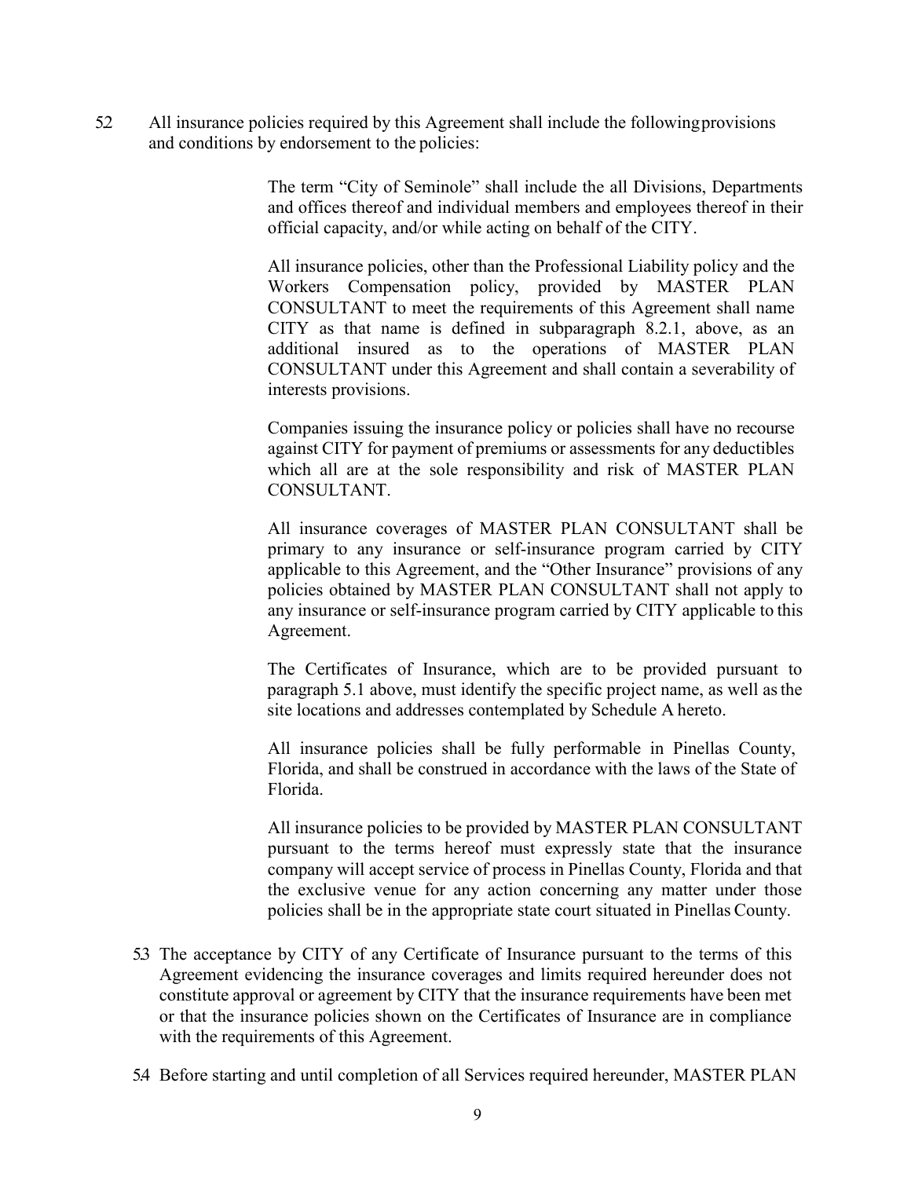5.2 All insurance policies required by this Agreement shall include the following provisions and conditions by endorsement to the policies:

The term "City of Seminole" shall include the all Divisions, Departments and offices thereof and individual members and employees thereof in their official capacity, and/or while acting on behalf of the CITY.

All insurance policies, other than the Professional Liability policy and the Workers Compensation policy, provided by MASTER PLAN CONSULTANT to meet the requirements of this Agreement shall name CITY as that name is defined in subparagraph 8.2.1, above, as an additional insured as to the operations of MASTER PLAN CONSULTANT under this Agreement and shall contain a severability of interests provisions.

Companies issuing the insurance policy or policies shall have no recourse against CITY for payment of premiums or assessments for any deductibles which all are at the sole responsibility and risk of MASTER PLAN CONSULTANT.

All insurance coverages of MASTER PLAN CONSULTANT shall be primary to any insurance or self-insurance program carried by CITY applicable to this Agreement, and the "Other Insurance" provisions of any policies obtained by MASTER PLAN CONSULTANT shall not apply to any insurance or self-insurance program carried by CITY applicable to this Agreement.

The Certificates of Insurance, which are to be provided pursuant to paragraph 5.1 above, must identify the specific project name, as well as the site locations and addresses contemplated by Schedule A hereto.

All insurance policies shall be fully performable in Pinellas County, Florida, and shall be construed in accordance with the laws of the State of Florida.

All insurance policies to be provided by MASTER PLAN CONSULTANT pursuant to the terms hereof must expressly state that the insurance company will accept service of process in Pinellas County, Florida and that the exclusive venue for any action concerning any matter under those policies shall be in the appropriate state court situated in Pinellas County.

5.3 The acceptance by CITY of any Certificate of Insurance pursuant to the terms of this Agreement evidencing the insurance coverages and limits required hereunder does not constitute approval or agreement by CITY that the insurance requirements have been met or that the insurance policies shown on the Certificates of Insurance are in compliance with the requirements of this Agreement.

5.4 Before starting and until completion of all Services required hereunder, MASTER PLAN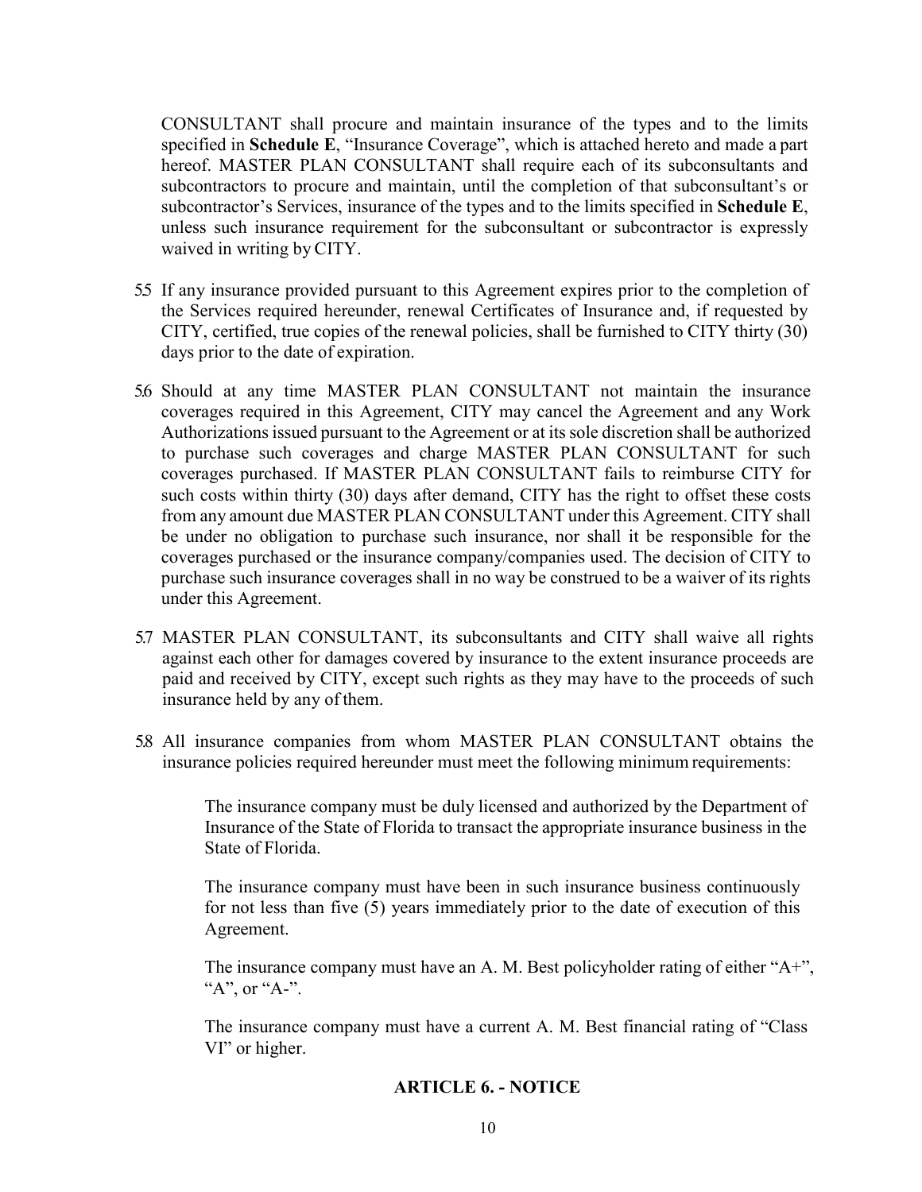CONSULTANT shall procure and maintain insurance of the types and to the limits specified in **Schedule E**, "Insurance Coverage", which is attached hereto and made a part hereof. MASTER PLAN CONSULTANT shall require each of its subconsultants and subcontractors to procure and maintain, until the completion of that subconsultant's or subcontractor's Services, insurance of the types and to the limits specified in **Schedule E**, unless such insurance requirement for the subconsultant or subcontractor is expressly waived in writing by CITY.

5.5 If any insurance provided pursuant to this Agreement expires prior to the completion of the Services required hereunder, renewal Certificates of Insurance and, if requested by CITY, certified, true copies of the renewal policies, shall be furnished to CITY thirty (30) days prior to the date of expiration.

5.6 Should at any time MASTER PLAN CONSULTANT not maintain the insurance coverages required in this Agreement, CITY may cancel the Agreement and any Work Authorizations issued pursuant to the Agreement or at its sole discretion shall be authorized to purchase such coverages and charge MASTER PLAN CONSULTANT for such coverages purchased. If MASTER PLAN CONSULTANT fails to reimburse CITY for such costs within thirty (30) days after demand, CITY has the right to offset these costs from any amount due MASTER PLAN CONSULTANT under this Agreement. CITY shall be under no obligation to purchase such insurance, nor shall it be responsible for the coverages purchased or the insurance company/companies used. The decision of CITY to purchase such insurance coverages shall in no way be construed to be a waiver of its rights under this Agreement.

5.7 MASTER PLAN CONSULTANT, its subconsultants and CITY shall waive all rights against each other for damages covered by insurance to the extent insurance proceeds are paid and received by CITY, except such rights as they may have to the proceeds of such insurance held by any of them.

5.8 All insurance companies from whom MASTER PLAN CONSULTANT obtains the insurance policies required hereunder must meet the following minimum requirements:

The insurance company must be duly licensed and authorized by the Department of Insurance of the State of Florida to transact the appropriate insurance business in the State of Florida.

The insurance company must have been in such insurance business continuously for not less than five (5) years immediately prior to the date of execution of this Agreement.

The insurance company must have an A. M. Best policyholder rating of either "A+", "A", or "A-".

The insurance company must have a current A. M. Best financial rating of "Class VI" or higher.

## ARTICLE 6. - NOTICE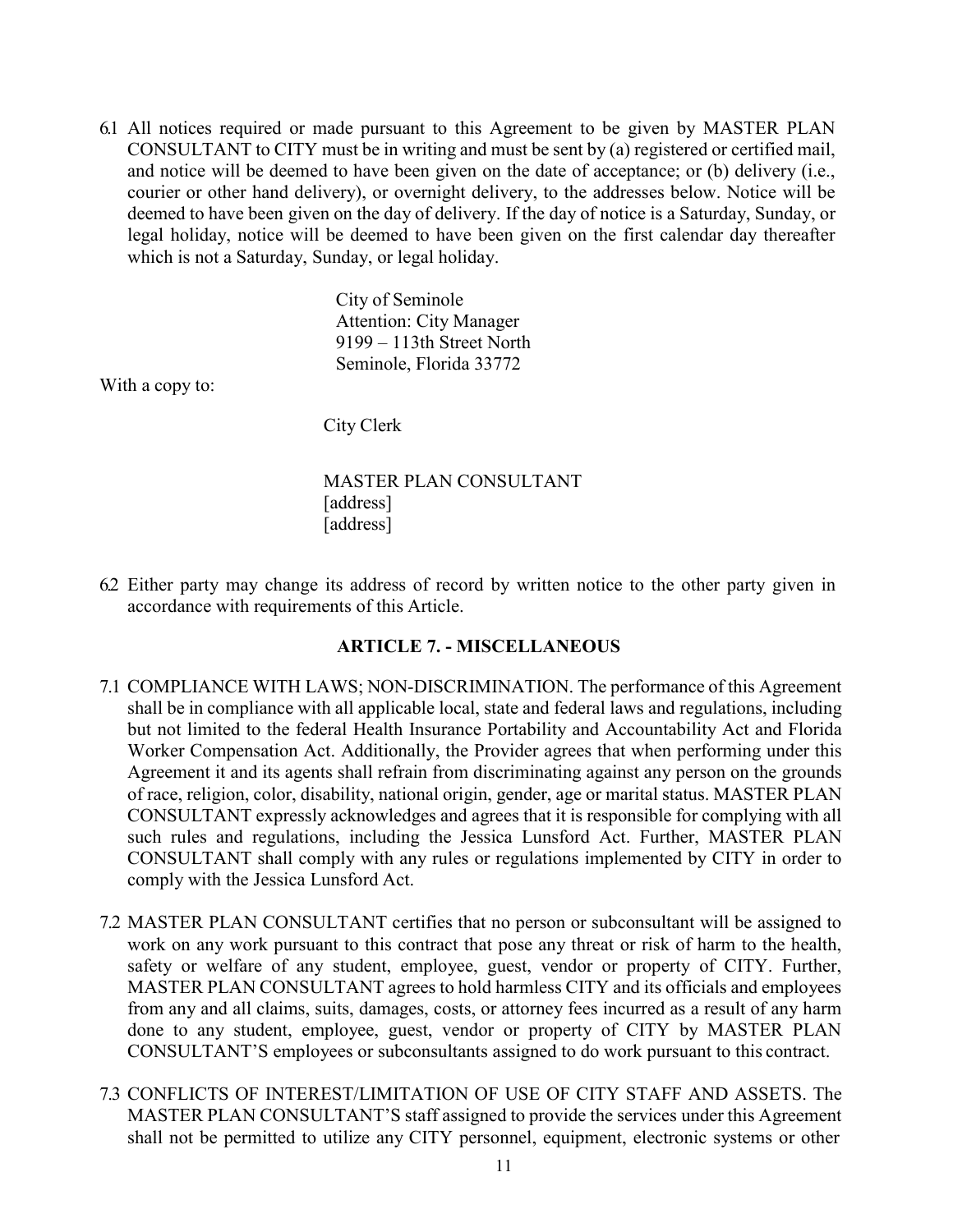6.1 All notices required or made pursuant to this Agreement to be given by MASTER PLAN CONSULTANT to CITY must be in writing and must be sent by (a) registered or certified mail, and notice will be deemed to have been given on the date of acceptance; or (b) delivery (i.e., courier or other hand delivery), or overnight delivery, to the addresses below. Notice will be deemed to have been given on the day of delivery. If the day of notice is a Saturday, Sunday, or legal holiday, notice will be deemed to have been given on the first calendar day thereafter which is not a Saturday, Sunday, or legal holiday.

City of Seminole  
Attention: City Manager  
9199 – 113th Street North  
Seminole, Florida 33772

With a copy to:

City Clerk

MASTER PLAN CONSULTANT  
[address]  
[address]

6.2 Either party may change its address of record by written notice to the other party given in accordance with requirements of this Article.

## ARTICLE 7. - MISCELLANEOUS

7.1 COMPLIANCE WITH LAWS; NON-DISCRIMINATION. The performance of this Agreement shall be in compliance with all applicable local, state and federal laws and regulations, including but not limited to the federal Health Insurance Portability and Accountability Act and Florida Worker Compensation Act. Additionally, the Provider agrees that when performing under this Agreement it and its agents shall refrain from discriminating against any person on the grounds of race, religion, color, disability, national origin, gender, age or marital status. MASTER PLAN CONSULTANT expressly acknowledges and agrees that it is responsible for complying with all such rules and regulations, including the Jessica Lunsford Act. Further, MASTER PLAN CONSULTANT shall comply with any rules or regulations implemented by CITY in order to comply with the Jessica Lunsford Act.

7.2 MASTER PLAN CONSULTANT certifies that no person or subconsultant will be assigned to work on any work pursuant to this contract that pose any threat or risk of harm to the health, safety or welfare of any student, employee, guest, vendor or property of CITY. Further, MASTER PLAN CONSULTANT agrees to hold harmless CITY and its officials and employees from any and all claims, suits, damages, costs, or attorney fees incurred as a result of any harm done to any student, employee, guest, vendor or property of CITY by MASTER PLAN CONSULTANT'S employees or subconsultants assigned to do work pursuant to this contract.

7.3 CONFLICTS OF INTEREST/LIMITATION OF USE OF CITY STAFF AND ASSETS. The MASTER PLAN CONSULTANT'S staff assigned to provide the services under this Agreement shall not be permitted to utilize any CITY personnel, equipment, electronic systems or other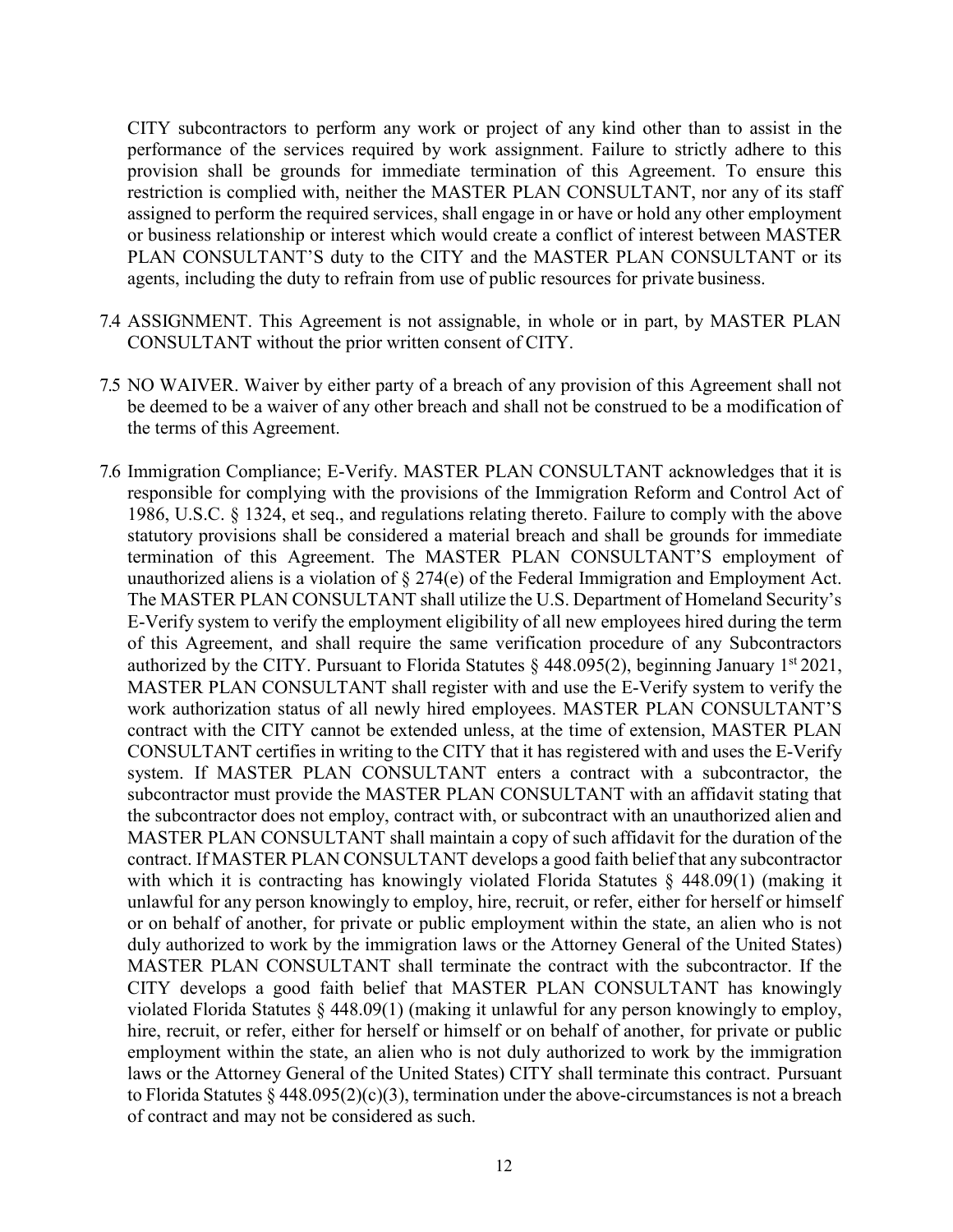CITY subcontractors to perform any work or project of any kind other than to assist in the performance of the services required by work assignment. Failure to strictly adhere to this provision shall be grounds for immediate termination of this Agreement. To ensure this restriction is complied with, neither the MASTER PLAN CONSULTANT, nor any of its staff assigned to perform the required services, shall engage in or have or hold any other employment or business relationship or interest which would create a conflict of interest between MASTER PLAN CONSULTANT'S duty to the CITY and the MASTER PLAN CONSULTANT or its agents, including the duty to refrain from use of public resources for private business.

7.4 ASSIGNMENT. This Agreement is not assignable, in whole or in part, by MASTER PLAN CONSULTANT without the prior written consent of CITY.

7.5 NO WAIVER. Waiver by either party of a breach of any provision of this Agreement shall not be deemed to be a waiver of any other breach and shall not be construed to be a modification of the terms of this Agreement.

7.6 Immigration Compliance; E-Verify. MASTER PLAN CONSULTANT acknowledges that it is responsible for complying with the provisions of the Immigration Reform and Control Act of 1986, U.S.C. § 1324, et seq., and regulations relating thereto. Failure to comply with the above statutory provisions shall be considered a material breach and shall be grounds for immediate termination of this Agreement. The MASTER PLAN CONSULTANT'S employment of unauthorized aliens is a violation of § 274(e) of the Federal Immigration and Employment Act. The MASTER PLAN CONSULTANT shall utilize the U.S. Department of Homeland Security's E-Verify system to verify the employment eligibility of all new employees hired during the term of this Agreement, and shall require the same verification procedure of any Subcontractors authorized by the CITY. Pursuant to Florida Statutes § 448.095(2), beginning January 1st 2021, MASTER PLAN CONSULTANT shall register with and use the E-Verify system to verify the work authorization status of all newly hired employees. MASTER PLAN CONSULTANT'S contract with the CITY cannot be extended unless, at the time of extension, MASTER PLAN CONSULTANT certifies in writing to the CITY that it has registered with and uses the E-Verify system. If MASTER PLAN CONSULTANT enters a contract with a subcontractor, the subcontractor must provide the MASTER PLAN CONSULTANT with an affidavit stating that the subcontractor does not employ, contract with, or subcontract with an unauthorized alien and MASTER PLAN CONSULTANT shall maintain a copy of such affidavit for the duration of the contract. If MASTER PLAN CONSULTANT develops a good faith belief that any subcontractor with which it is contracting has knowingly violated Florida Statutes § 448.09(1) (making it unlawful for any person knowingly to employ, hire, recruit, or refer, either for herself or himself or on behalf of another, for private or public employment within the state, an alien who is not duly authorized to work by the immigration laws or the Attorney General of the United States) MASTER PLAN CONSULTANT shall terminate the contract with the subcontractor. If the CITY develops a good faith belief that MASTER PLAN CONSULTANT has knowingly violated Florida Statutes § 448.09(1) (making it unlawful for any person knowingly to employ, hire, recruit, or refer, either for herself or himself or on behalf of another, for private or public employment within the state, an alien who is not duly authorized to work by the immigration laws or the Attorney General of the United States) CITY shall terminate this contract. Pursuant to Florida Statutes § 448.095(2)(c)(3), termination under the above-circumstances is not a breach of contract and may not be considered as such.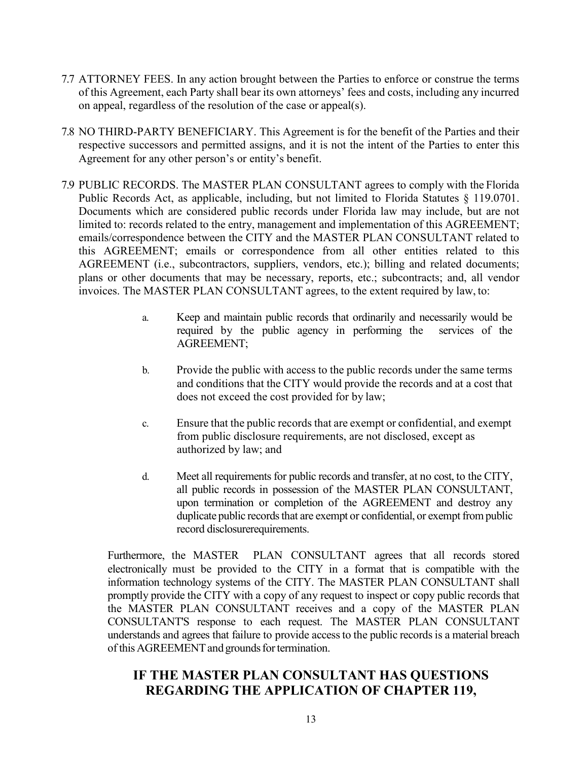7.7 ATTORNEY FEES. In any action brought between the Parties to enforce or construe the terms of this Agreement, each Party shall bear its own attorneys' fees and costs, including any incurred on appeal, regardless of the resolution of the case or appeal(s).

7.8 NO THIRD-PARTY BENEFICIARY. This Agreement is for the benefit of the Parties and their respective successors and permitted assigns, and it is not the intent of the Parties to enter this Agreement for any other person's or entity's benefit.

7.9 PUBLIC RECORDS. The MASTER PLAN CONSULTANT agrees to comply with the Florida Public Records Act, as applicable, including, but not limited to Florida Statutes § 119.0701. Documents which are considered public records under Florida law may include, but are not limited to: records related to the entry, management and implementation of this AGREEMENT; emails/correspondence between the CITY and the MASTER PLAN CONSULTANT related to this AGREEMENT; emails or correspondence from all other entities related to this AGREEMENT (i.e., subcontractors, suppliers, vendors, etc.); billing and related documents; plans or other documents that may be necessary, reports, etc.; subcontracts; and, all vendor invoices. The MASTER PLAN CONSULTANT agrees, to the extent required by law, to:

a. Keep and maintain public records that ordinarily and necessarily would be required by the public agency in performing the services of the AGREEMENT;

b. Provide the public with access to the public records under the same terms and conditions that the CITY would provide the records and at a cost that does not exceed the cost provided for by law;

c. Ensure that the public records that are exempt or confidential, and exempt from public disclosure requirements, are not disclosed, except as authorized by law; and

d. Meet all requirements for public records and transfer, at no cost, to the CITY, all public records in possession of the MASTER PLAN CONSULTANT, upon termination or completion of the AGREEMENT and destroy any duplicate public records that are exempt or confidential, or exempt from public record disclosurerequirements.

Furthermore, the MASTER PLAN CONSULTANT agrees that all records stored electronically must be provided to the CITY in a format that is compatible with the information technology systems of the CITY. The MASTER PLAN CONSULTANT shall promptly provide the CITY with a copy of any request to inspect or copy public records that the MASTER PLAN CONSULTANT receives and a copy of the MASTER PLAN CONSULTANT'S response to each request. The MASTER PLAN CONSULTANT understands and agrees that failure to provide access to the public records is a material breach of this AGREEMENT and grounds for termination.

**IF THE MASTER PLAN CONSULTANT HAS QUESTIONS REGARDING THE APPLICATION OF CHAPTER 119,**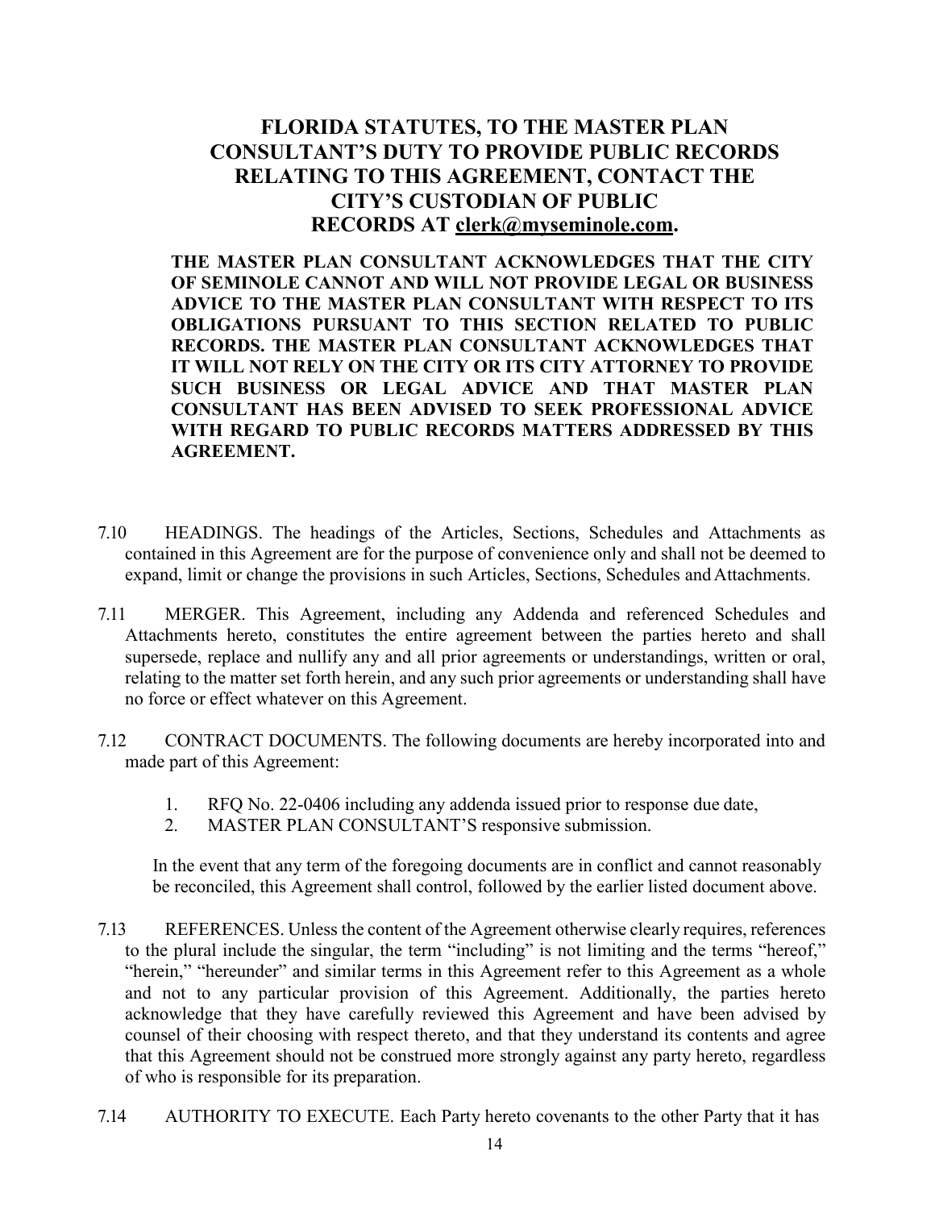**FLORIDA STATUTES, TO THE MASTER PLAN CONSULTANT'S DUTY TO PROVIDE PUBLIC RECORDS RELATING TO THIS AGREEMENT, CONTACT THE CITY'S CUSTODIAN OF PUBLIC RECORDS AT clerk@myseminole.com.**

**THE MASTER PLAN CONSULTANT ACKNOWLEDGES THAT THE CITY OF SEMINOLE CANNOT AND WILL NOT PROVIDE LEGAL OR BUSINESS ADVICE TO THE MASTER PLAN CONSULTANT WITH RESPECT TO ITS OBLIGATIONS PURSUANT TO THIS SECTION RELATED TO PUBLIC RECORDS. THE MASTER PLAN CONSULTANT ACKNOWLEDGES THAT IT WILL NOT RELY ON THE CITY OR ITS CITY ATTORNEY TO PROVIDE SUCH BUSINESS OR LEGAL ADVICE AND THAT MASTER PLAN CONSULTANT HAS BEEN ADVISED TO SEEK PROFESSIONAL ADVICE WITH REGARD TO PUBLIC RECORDS MATTERS ADDRESSED BY THIS AGREEMENT.**

7.10 HEADINGS. The headings of the Articles, Sections, Schedules and Attachments as contained in this Agreement are for the purpose of convenience only and shall not be deemed to expand, limit or change the provisions in such Articles, Sections, Schedules and Attachments.

7.11 MERGER. This Agreement, including any Addenda and referenced Schedules and Attachments hereto, constitutes the entire agreement between the parties hereto and shall supersede, replace and nullify any and all prior agreements or understandings, written or oral, relating to the matter set forth herein, and any such prior agreements or understanding shall have no force or effect whatever on this Agreement.

7.12 CONTRACT DOCUMENTS. The following documents are hereby incorporated into and made part of this Agreement:

1. RFQ No. 22-0406 including any addenda issued prior to response due date,
2. MASTER PLAN CONSULTANT'S responsive submission.

In the event that any term of the foregoing documents are in conflict and cannot reasonably be reconciled, this Agreement shall control, followed by the earlier listed document above.

7.13 REFERENCES. Unless the content of the Agreement otherwise clearly requires, references to the plural include the singular, the term "including" is not limiting and the terms "hereof," "herein," "hereunder" and similar terms in this Agreement refer to this Agreement as a whole and not to any particular provision of this Agreement. Additionally, the parties hereto acknowledge that they have carefully reviewed this Agreement and have been advised by counsel of their choosing with respect thereto, and that they understand its contents and agree that this Agreement should not be construed more strongly against any party hereto, regardless of who is responsible for its preparation.

7.14 AUTHORITY TO EXECUTE. Each Party hereto covenants to the other Party that it has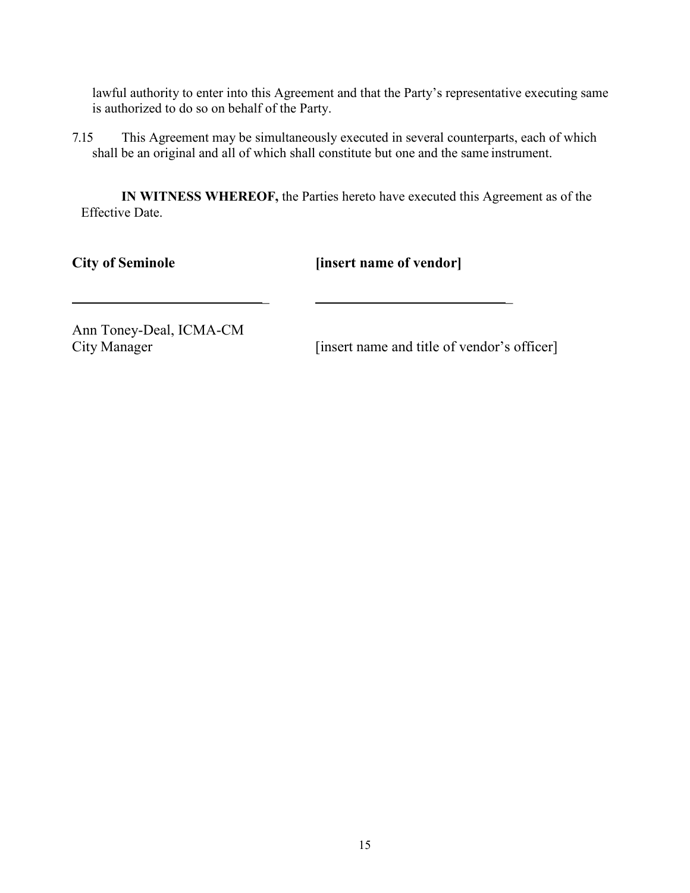lawful authority to enter into this Agreement and that the Party's representative executing same is authorized to do so on behalf of the Party.

7.15 This Agreement may be simultaneously executed in several counterparts, each of which shall be an original and all of which shall constitute but one and the same instrument.

**IN WITNESS WHEREOF,** the Parties hereto have executed this Agreement as of the Effective Date.

| **City of Seminole** | **[insert name of vendor]** |
|---|---|
| ____________________________ | ____________________________ |
| Ann Toney-Deal, ICMA-CM<br>City Manager | [insert name and title of vendor's officer] |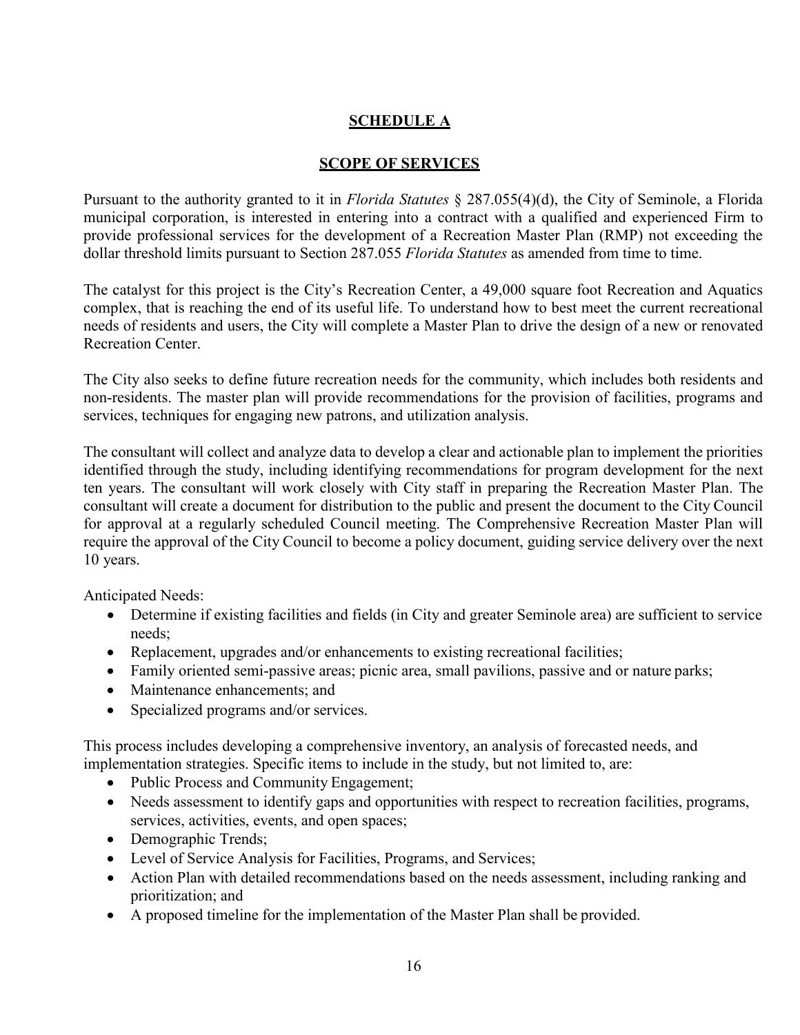## SCHEDULE A

## SCOPE OF SERVICES

Pursuant to the authority granted to it in *Florida Statutes* § 287.055(4)(d), the City of Seminole, a Florida municipal corporation, is interested in entering into a contract with a qualified and experienced Firm to provide professional services for the development of a Recreation Master Plan (RMP) not exceeding the dollar threshold limits pursuant to Section 287.055 *Florida Statutes* as amended from time to time.

The catalyst for this project is the City's Recreation Center, a 49,000 square foot Recreation and Aquatics complex, that is reaching the end of its useful life. To understand how to best meet the current recreational needs of residents and users, the City will complete a Master Plan to drive the design of a new or renovated Recreation Center.

The City also seeks to define future recreation needs for the community, which includes both residents and non-residents. The master plan will provide recommendations for the provision of facilities, programs and services, techniques for engaging new patrons, and utilization analysis.

The consultant will collect and analyze data to develop a clear and actionable plan to implement the priorities identified through the study, including identifying recommendations for program development for the next ten years. The consultant will work closely with City staff in preparing the Recreation Master Plan. The consultant will create a document for distribution to the public and present the document to the City Council for approval at a regularly scheduled Council meeting. The Comprehensive Recreation Master Plan will require the approval of the City Council to become a policy document, guiding service delivery over the next 10 years.

Anticipated Needs:

- Determine if existing facilities and fields (in City and greater Seminole area) are sufficient to service needs;
- Replacement, upgrades and/or enhancements to existing recreational facilities;
- Family oriented semi-passive areas; picnic area, small pavilions, passive and or nature parks;
- Maintenance enhancements; and
- Specialized programs and/or services.

This process includes developing a comprehensive inventory, an analysis of forecasted needs, and implementation strategies. Specific items to include in the study, but not limited to, are:

- Public Process and Community Engagement;
- Needs assessment to identify gaps and opportunities with respect to recreation facilities, programs, services, activities, events, and open spaces;
- Demographic Trends;
- Level of Service Analysis for Facilities, Programs, and Services;
- Action Plan with detailed recommendations based on the needs assessment, including ranking and prioritization; and
- A proposed timeline for the implementation of the Master Plan shall be provided.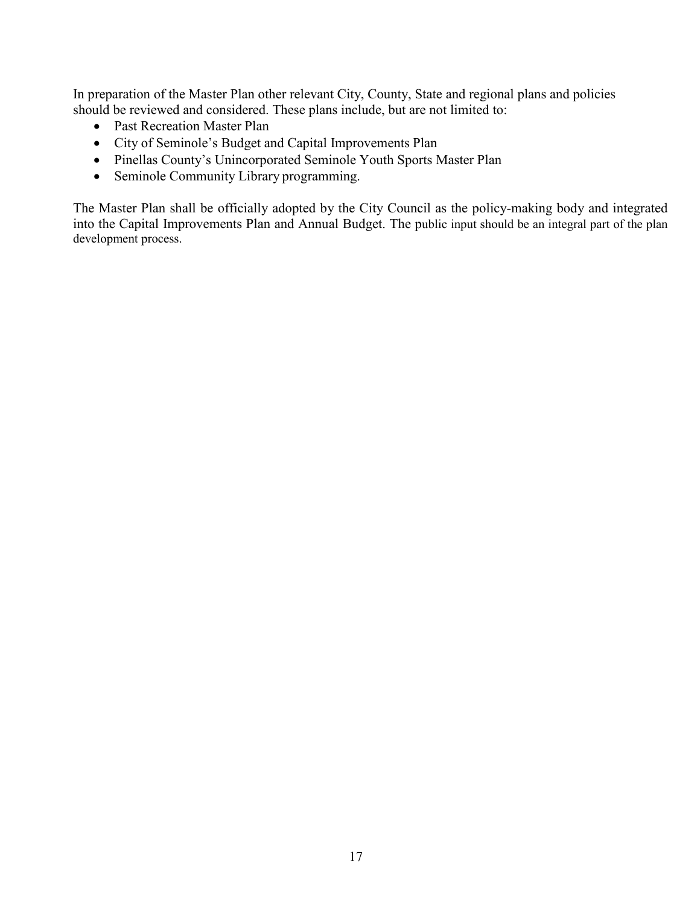In preparation of the Master Plan other relevant City, County, State and regional plans and policies should be reviewed and considered. These plans include, but are not limited to:

- Past Recreation Master Plan
- City of Seminole's Budget and Capital Improvements Plan
- Pinellas County's Unincorporated Seminole Youth Sports Master Plan
- Seminole Community Library programming.

The Master Plan shall be officially adopted by the City Council as the policy-making body and integrated into the Capital Improvements Plan and Annual Budget. The public input should be an integral part of the plan development process.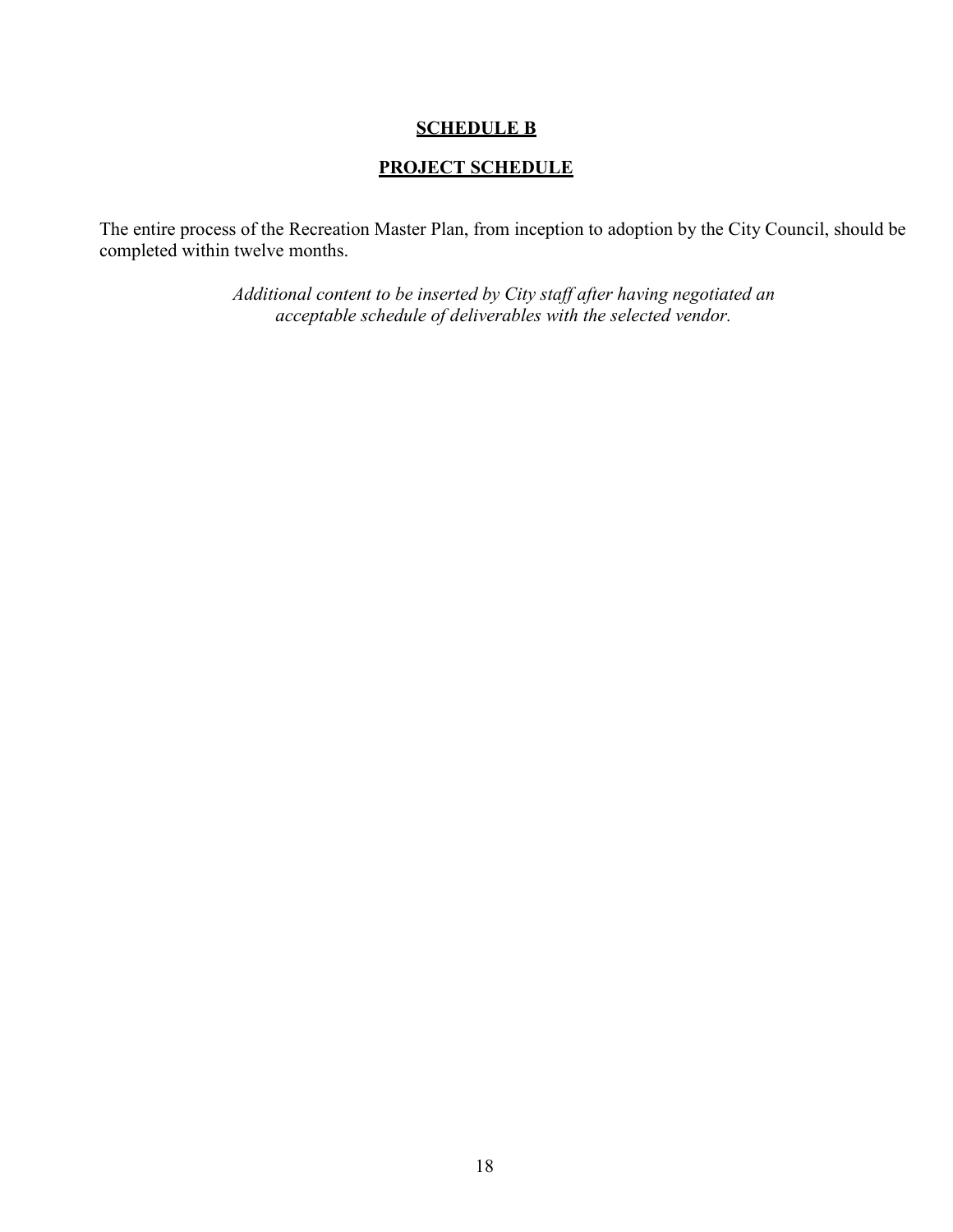# <u>SCHEDULE B</u>

## <u>PROJECT SCHEDULE</u>

The entire process of the Recreation Master Plan, from inception to adoption by the City Council, should be completed within twelve months.

*Additional content to be inserted by City staff after having negotiated an acceptable schedule of deliverables with the selected vendor.*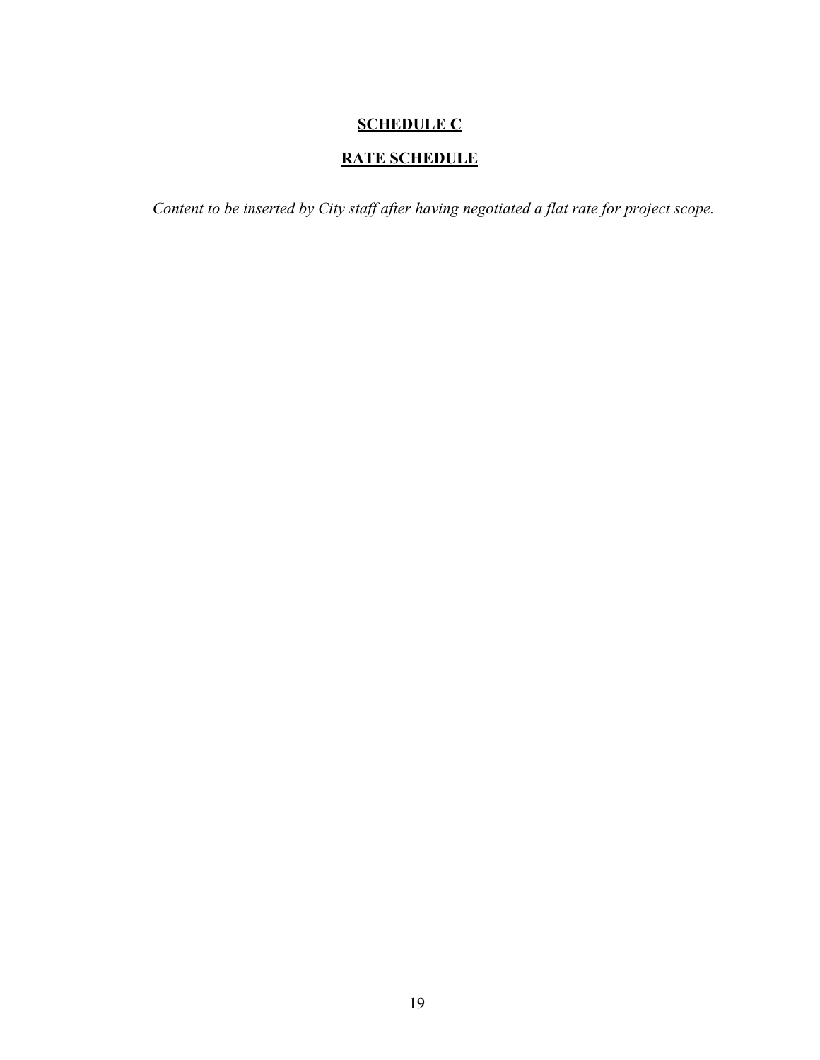# SCHEDULE C

## RATE SCHEDULE

*Content to be inserted by City staff after having negotiated a flat rate for project scope.*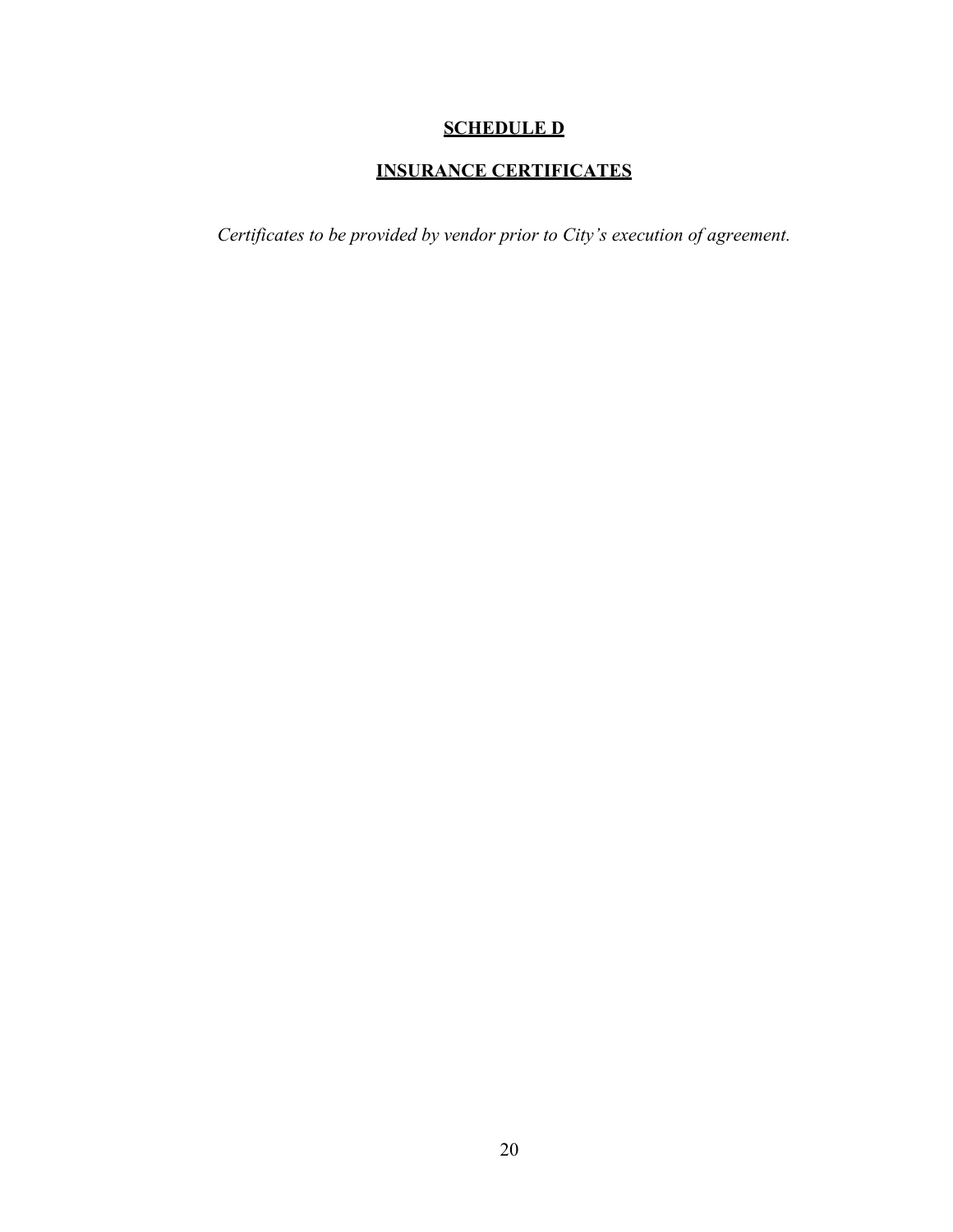# **SCHEDULE D**

## **INSURANCE CERTIFICATES**

*Certificates to be provided by vendor prior to City's execution of agreement.*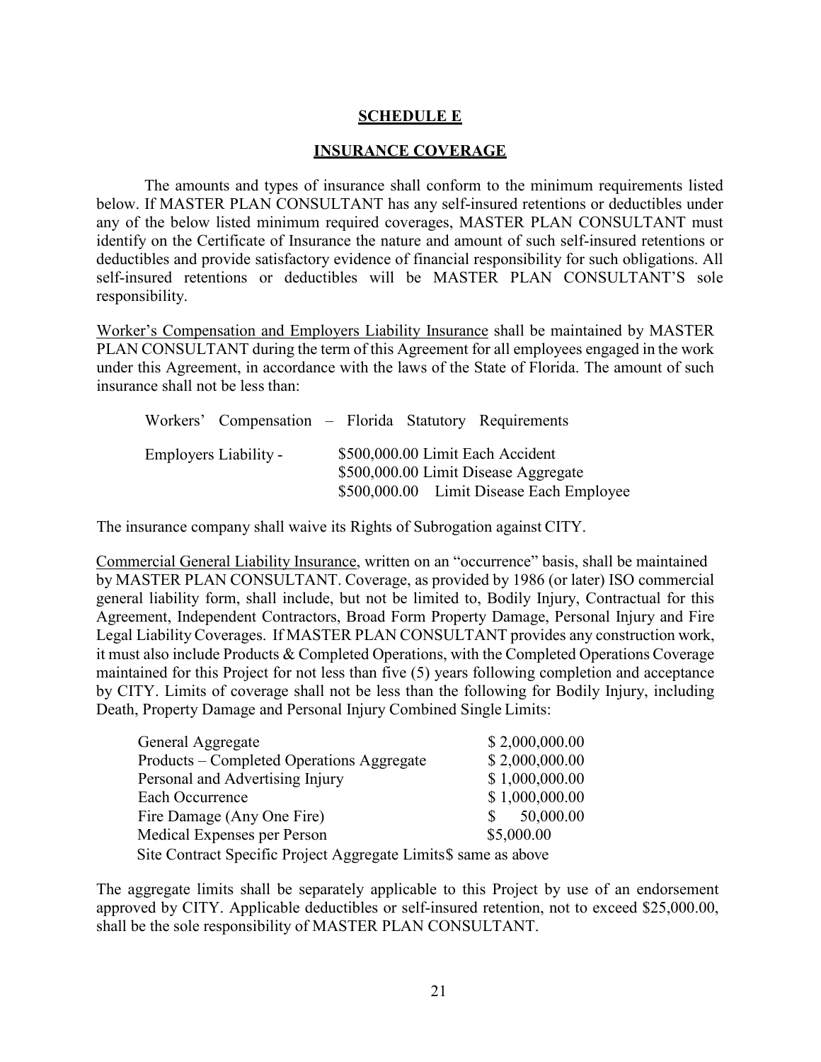## SCHEDULE E

## INSURANCE COVERAGE

The amounts and types of insurance shall conform to the minimum requirements listed below. If MASTER PLAN CONSULTANT has any self-insured retentions or deductibles under any of the below listed minimum required coverages, MASTER PLAN CONSULTANT must identify on the Certificate of Insurance the nature and amount of such self-insured retentions or deductibles and provide satisfactory evidence of financial responsibility for such obligations. All self-insured retentions or deductibles will be MASTER PLAN CONSULTANT'S sole responsibility.

Worker's Compensation and Employers Liability Insurance shall be maintained by MASTER PLAN CONSULTANT during the term of this Agreement for all employees engaged in the work under this Agreement, in accordance with the laws of the State of Florida. The amount of such insurance shall not be less than:

Workers' Compensation – Florida Statutory Requirements

Employers Liability - $500,000.00 Limit Each Accident
$500,000.00 Limit Disease Aggregate
$500,000.00 Limit Disease Each Employee

The insurance company shall waive its Rights of Subrogation against CITY.

Commercial General Liability Insurance, written on an "occurrence" basis, shall be maintained by MASTER PLAN CONSULTANT. Coverage, as provided by 1986 (or later) ISO commercial general liability form, shall include, but not be limited to, Bodily Injury, Contractual for this Agreement, Independent Contractors, Broad Form Property Damage, Personal Injury and Fire Legal Liability Coverages. If MASTER PLAN CONSULTANT provides any construction work, it must also include Products & Completed Operations, with the Completed Operations Coverage maintained for this Project for not less than five (5) years following completion and acceptance by CITY. Limits of coverage shall not be less than the following for Bodily Injury, including Death, Property Damage and Personal Injury Combined Single Limits:

| | |
|---|---|
| General Aggregate | $ 2,000,000.00 |
| Products – Completed Operations Aggregate | $ 2,000,000.00 |
| Personal and Advertising Injury | $ 1,000,000.00 |
| Each Occurrence | $ 1,000,000.00 |
| Fire Damage (Any One Fire) | $ 50,000.00 |
| Medical Expenses per Person | $5,000.00 |
| Site Contract Specific Project Aggregate Limits | $ same as above |

The aggregate limits shall be separately applicable to this Project by use of an endorsement approved by CITY. Applicable deductibles or self-insured retention, not to exceed $25,000.00, shall be the sole responsibility of MASTER PLAN CONSULTANT.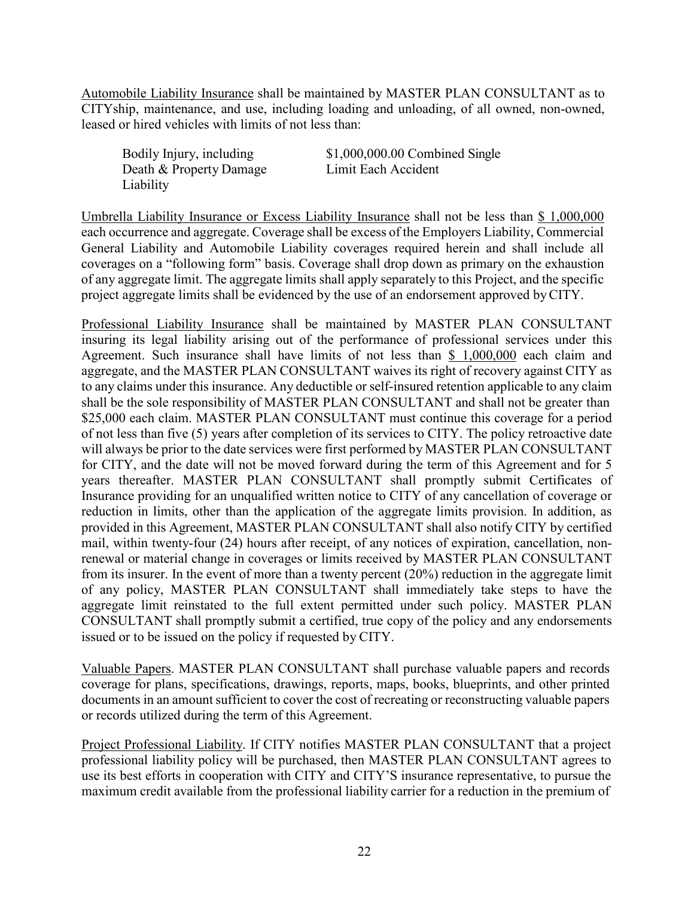Automobile Liability Insurance shall be maintained by MASTER PLAN CONSULTANT as to CITYship, maintenance, and use, including loading and unloading, of all owned, non-owned, leased or hired vehicles with limits of not less than:

| | |
|---|---|
| Bodily Injury, including Death & Property Damage Liability | $1,000,000.00 Combined Single Limit Each Accident |

Umbrella Liability Insurance or Excess Liability Insurance shall not be less than $ 1,000,000 each occurrence and aggregate. Coverage shall be excess of the Employers Liability, Commercial General Liability and Automobile Liability coverages required herein and shall include all coverages on a "following form" basis. Coverage shall drop down as primary on the exhaustion of any aggregate limit. The aggregate limits shall apply separately to this Project, and the specific project aggregate limits shall be evidenced by the use of an endorsement approved by CITY.

Professional Liability Insurance shall be maintained by MASTER PLAN CONSULTANT insuring its legal liability arising out of the performance of professional services under this Agreement. Such insurance shall have limits of not less than $ 1,000,000 each claim and aggregate, and the MASTER PLAN CONSULTANT waives its right of recovery against CITY as to any claims under this insurance. Any deductible or self-insured retention applicable to any claim shall be the sole responsibility of MASTER PLAN CONSULTANT and shall not be greater than $25,000 each claim. MASTER PLAN CONSULTANT must continue this coverage for a period of not less than five (5) years after completion of its services to CITY. The policy retroactive date will always be prior to the date services were first performed by MASTER PLAN CONSULTANT for CITY, and the date will not be moved forward during the term of this Agreement and for 5 years thereafter. MASTER PLAN CONSULTANT shall promptly submit Certificates of Insurance providing for an unqualified written notice to CITY of any cancellation of coverage or reduction in limits, other than the application of the aggregate limits provision. In addition, as provided in this Agreement, MASTER PLAN CONSULTANT shall also notify CITY by certified mail, within twenty-four (24) hours after receipt, of any notices of expiration, cancellation, non-renewal or material change in coverages or limits received by MASTER PLAN CONSULTANT from its insurer. In the event of more than a twenty percent (20%) reduction in the aggregate limit of any policy, MASTER PLAN CONSULTANT shall immediately take steps to have the aggregate limit reinstated to the full extent permitted under such policy. MASTER PLAN CONSULTANT shall promptly submit a certified, true copy of the policy and any endorsements issued or to be issued on the policy if requested by CITY.

Valuable Papers. MASTER PLAN CONSULTANT shall purchase valuable papers and records coverage for plans, specifications, drawings, reports, maps, books, blueprints, and other printed documents in an amount sufficient to cover the cost of recreating or reconstructing valuable papers or records utilized during the term of this Agreement.

Project Professional Liability. If CITY notifies MASTER PLAN CONSULTANT that a project professional liability policy will be purchased, then MASTER PLAN CONSULTANT agrees to use its best efforts in cooperation with CITY and CITY'S insurance representative, to pursue the maximum credit available from the professional liability carrier for a reduction in the premium of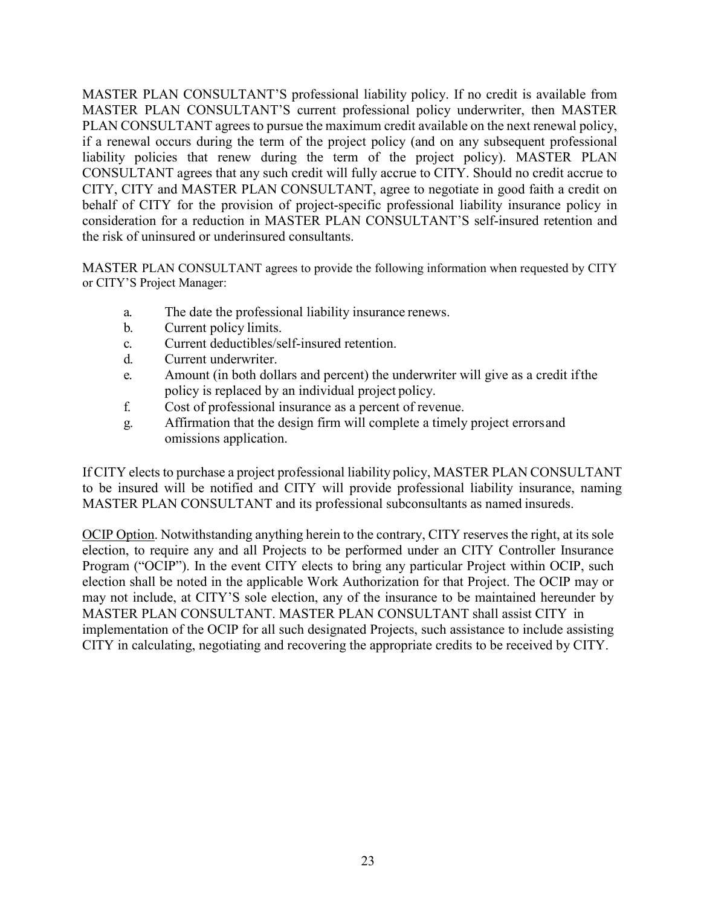MASTER PLAN CONSULTANT'S professional liability policy. If no credit is available from MASTER PLAN CONSULTANT'S current professional policy underwriter, then MASTER PLAN CONSULTANT agrees to pursue the maximum credit available on the next renewal policy, if a renewal occurs during the term of the project policy (and on any subsequent professional liability policies that renew during the term of the project policy). MASTER PLAN CONSULTANT agrees that any such credit will fully accrue to CITY. Should no credit accrue to CITY, CITY and MASTER PLAN CONSULTANT, agree to negotiate in good faith a credit on behalf of CITY for the provision of project-specific professional liability insurance policy in consideration for a reduction in MASTER PLAN CONSULTANT'S self-insured retention and the risk of uninsured or underinsured consultants.

MASTER PLAN CONSULTANT agrees to provide the following information when requested by CITY or CITY'S Project Manager:

a. The date the professional liability insurance renews.
b. Current policy limits.
c. Current deductibles/self-insured retention.
d. Current underwriter.
e. Amount (in both dollars and percent) the underwriter will give as a credit if the policy is replaced by an individual project policy.
f. Cost of professional insurance as a percent of revenue.
g. Affirmation that the design firm will complete a timely project errors and omissions application.

If CITY elects to purchase a project professional liability policy, MASTER PLAN CONSULTANT to be insured will be notified and CITY will provide professional liability insurance, naming MASTER PLAN CONSULTANT and its professional subconsultants as named insureds.

<u>OCIP Option</u>. Notwithstanding anything herein to the contrary, CITY reserves the right, at its sole election, to require any and all Projects to be performed under an CITY Controller Insurance Program ("OCIP"). In the event CITY elects to bring any particular Project within OCIP, such election shall be noted in the applicable Work Authorization for that Project. The OCIP may or may not include, at CITY'S sole election, any of the insurance to be maintained hereunder by MASTER PLAN CONSULTANT. MASTER PLAN CONSULTANT shall assist CITY in implementation of the OCIP for all such designated Projects, such assistance to include assisting CITY in calculating, negotiating and recovering the appropriate credits to be received by CITY.